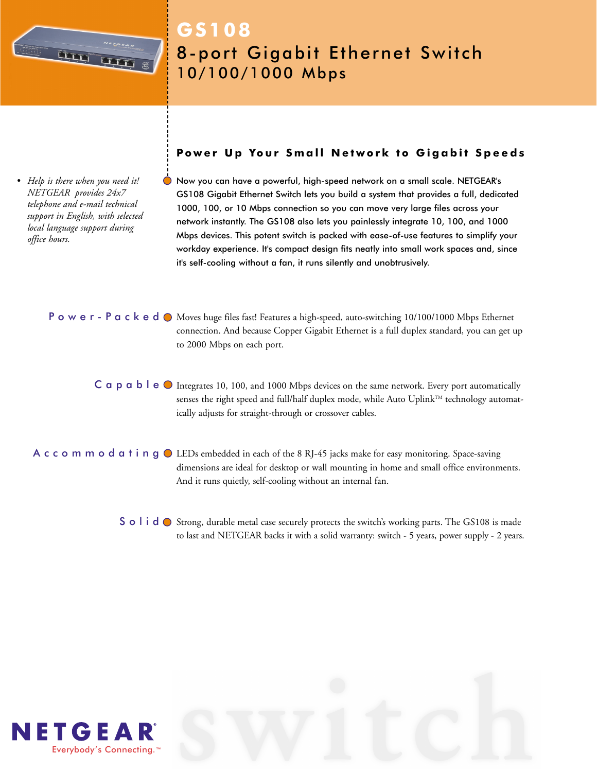# GS108

## 8-port Gigabit Ethernet Switch 10/100/1000 Mbps

- *Help is there when you need it! NETGEAR provides 24x7 telephone and e-mail technical support in English, with selected local language support during office hours.*

### Power Up Your Small Network to Gigabit Speeds

Now you can have a powerful, high-speed network on a small scale. NETGEAR's GS108 Gigabit Ethernet Switch lets you build a system that provides a full, dedicated 1000, 100, or 10 Mbps connection so you can move very large files across your network instantly. The GS108 also lets you painlessly integrate 10, 100, and 1000 Mbps devices. This potent switch is packed with ease-of-use features to simplify your workday experience. It's compact design fits neatly into small work spaces and, since it's self-cooling without a fan, it runs silently and unobtrusively.

**Power-Packed** Moves huge files fast! Features a high-speed, auto-switching 10/100/1000 Mbps Ethernet connection. And because Copper Gigabit Ethernet is a full duplex standard, you can get up to 2000 Mbps on each port.

**Capable** Integrates 10, 100, and 1000 Mbps devices on the same network. Every port automatically senses the right speed and full/half duplex mode, while Auto Uplink™ technology automatically adjusts for straight-through or crossover cables.

**Accommodating** LEDs embedded in each of the 8 RJ-45 jacks make for easy monitoring. Space-saving dimensions are ideal for desktop or wall mounting in home and small office environments. And it runs quietly, self-cooling without an internal fan.

**Solid** Strong, durable metal case securely protects the switch's working parts. The GS108 is made to last and NETGEAR backs it with a solid warranty: switch - 5 years, power supply - 2 years.

NETGEAR® Everybody's Connecting.™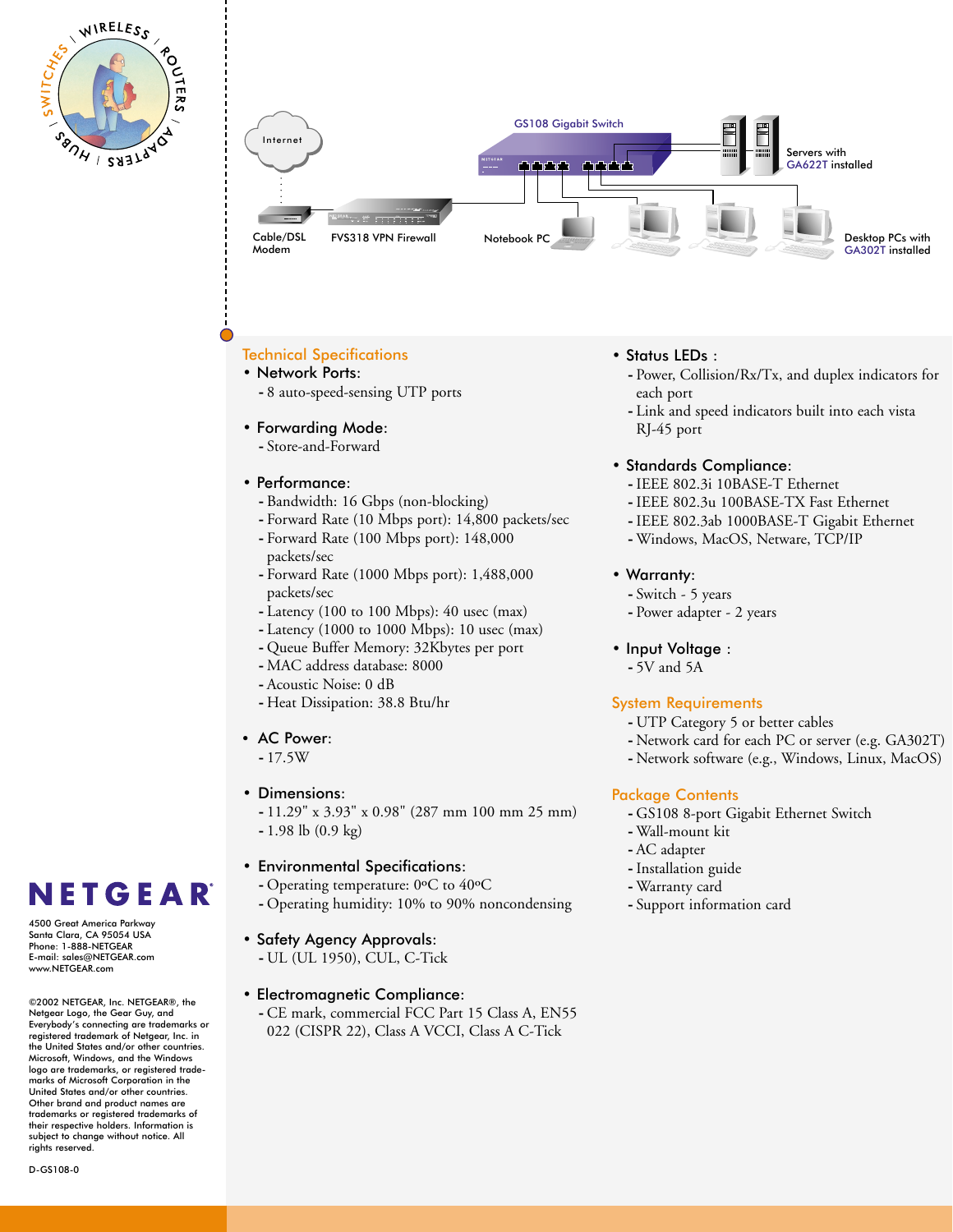Internet

Cable/DSL Modem

FVS318 VPN Firewall

GS108 Gigabit Switch

Notebook PC

Servers with GA622T installed

Desktop PCs with GA302T installed

## Technical Specifications

- **Network Ports:**
  - 8 auto-speed-sensing UTP ports
- **Forwarding Mode:**
  - Store-and-Forward
- **Performance:**
  - Bandwidth: 16 Gbps (non-blocking)
  - Forward Rate (10 Mbps port): 14,800 packets/sec
  - Forward Rate (100 Mbps port): 148,000 packets/sec
  - Forward Rate (1000 Mbps port): 1,488,000 packets/sec
  - Latency (100 to 100 Mbps): 40 usec (max)
  - Latency (1000 to 1000 Mbps): 10 usec (max)
  - Queue Buffer Memory: 32Kbytes per port
  - MAC address database: 8000
  - Acoustic Noise: 0 dB
  - Heat Dissipation: 38.8 Btu/hr
- **AC Power:**
  - 17.5W
- **Dimensions:**
  - 11.29" x 3.93" x 0.98" (287 mm 100 mm 25 mm)
  - 1.98 lb (0.9 kg)
- **Environmental Specifications:**
  - Operating temperature: 0ºC to 40ºC
  - Operating humidity: 10% to 90% noncondensing
- **Safety Agency Approvals:**
  - UL (UL 1950), CUL, C-Tick
- **Electromagnetic Compliance:**
  - CE mark, commercial FCC Part 15 Class A, EN55 022 (CISPR 22), Class A VCCI, Class A C-Tick
- **Status LEDs :**
  - Power, Collision/Rx/Tx, and duplex indicators for each port
  - Link and speed indicators built into each vista RJ-45 port
- **Standards Compliance:**
  - IEEE 802.3i 10BASE-T Ethernet
  - IEEE 802.3u 100BASE-TX Fast Ethernet
  - IEEE 802.3ab 1000BASE-T Gigabit Ethernet
  - Windows, MacOS, Netware, TCP/IP
- **Warranty:**
  - Switch - 5 years
  - Power adapter - 2 years
- **Input Voltage :**
  - 5V and 5A

## System Requirements

- UTP Category 5 or better cables
- Network card for each PC or server (e.g. GA302T)
- Network software (e.g., Windows, Linux, MacOS)

## Package Contents

- GS108 8-port Gigabit Ethernet Switch
- Wall-mount kit
- AC adapter
- Installation guide
- Warranty card
- Support information card

**NETGEAR**

4500 Great America Parkway
Santa Clara, CA 95054 USA
Phone: 1-888-NETGEAR
E-mail: sales@NETGEAR.com
www.NETGEAR.com

©2002 NETGEAR, Inc. NETGEAR®, the Netgear Logo, the Gear Guy, and Everybody's connecting are trademarks or registered trademark of Netgear, Inc. in the United States and/or other countries. Microsoft, Windows, and the Windows logo are trademarks, or registered trademarks of Microsoft Corporation in the United States and/or other countries. Other brand and product names are trademarks or registered trademarks of their respective holders. Information is subject to change without notice. All rights reserved.

D-GS108-0